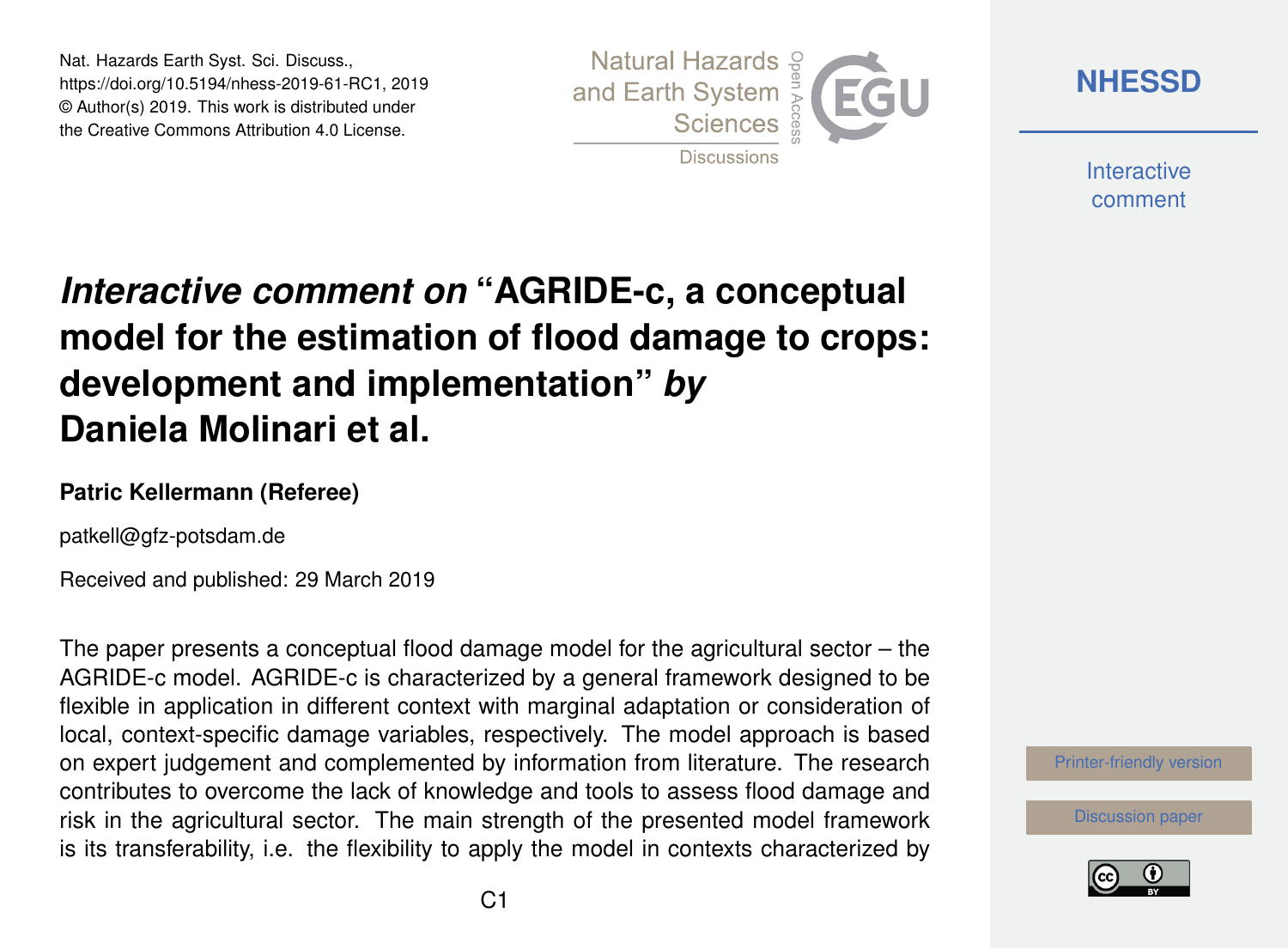Nat. Hazards Earth Syst. Sci. Discuss.,
https://doi.org/10.5194/nhess-2019-61-RC1, 2019
© Author(s) 2019. This work is distributed under
the Creative Commons Attribution 4.0 License.

# *Interactive comment on* "AGRIDE-c, a conceptual model for the estimation of flood damage to crops: development and implementation" *by* Daniela Molinari et al.

**Patric Kellermann (Referee)**

patkell@gfz-potsdam.de

Received and published: 29 March 2019

The paper presents a conceptual flood damage model for the agricultural sector – the AGRIDE-c model. AGRIDE-c is characterized by a general framework designed to be flexible in application in different context with marginal adaptation or consideration of local, context-specific damage variables, respectively. The model approach is based on expert judgement and complemented by information from literature. The research contributes to overcome the lack of knowledge and tools to assess flood damage and risk in the agricultural sector. The main strength of the presented model framework is its transferability, i.e. the flexibility to apply the model in contexts characterized by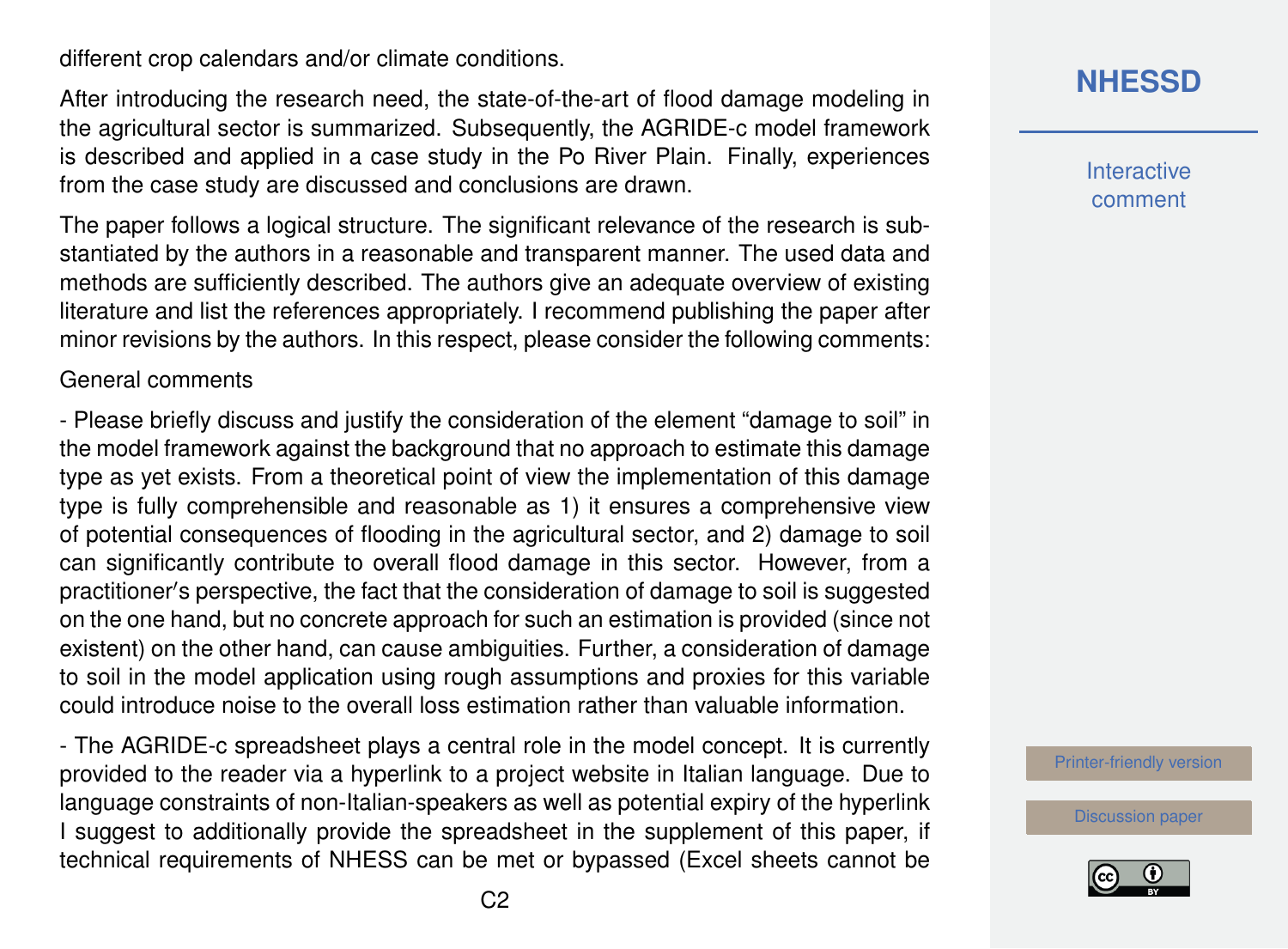different crop calendars and/or climate conditions.

After introducing the research need, the state-of-the-art of flood damage modeling in the agricultural sector is summarized. Subsequently, the AGRIDE-c model framework is described and applied in a case study in the Po River Plain. Finally, experiences from the case study are discussed and conclusions are drawn.

The paper follows a logical structure. The significant relevance of the research is substantiated by the authors in a reasonable and transparent manner. The used data and methods are sufficiently described. The authors give an adequate overview of existing literature and list the references appropriately. I recommend publishing the paper after minor revisions by the authors. In this respect, please consider the following comments:

General comments

- Please briefly discuss and justify the consideration of the element "damage to soil" in the model framework against the background that no approach to estimate this damage type as yet exists. From a theoretical point of view the implementation of this damage type is fully comprehensible and reasonable as 1) it ensures a comprehensive view of potential consequences of flooding in the agricultural sector, and 2) damage to soil can significantly contribute to overall flood damage in this sector. However, from a practitioner's perspective, the fact that the consideration of damage to soil is suggested on the one hand, but no concrete approach for such an estimation is provided (since not existent) on the other hand, can cause ambiguities. Further, a consideration of damage to soil in the model application using rough assumptions and proxies for this variable could introduce noise to the overall loss estimation rather than valuable information.

- The AGRIDE-c spreadsheet plays a central role in the model concept. It is currently provided to the reader via a hyperlink to a project website in Italian language. Due to language constraints of non-Italian-speakers as well as potential expiry of the hyperlink I suggest to additionally provide the spreadsheet in the supplement of this paper, if technical requirements of NHESS can be met or bypassed (Excel sheets cannot be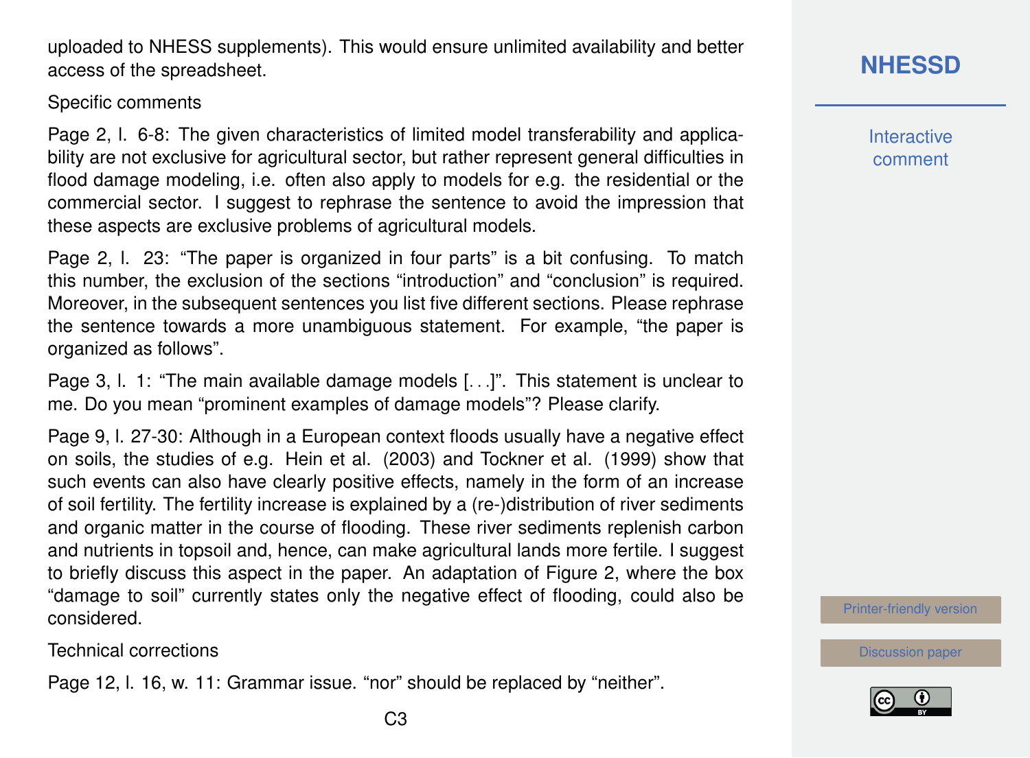uploaded to NHESS supplements). This would ensure unlimited availability and better access of the spreadsheet.

Specific comments

Page 2, l. 6-8: The given characteristics of limited model transferability and applicability are not exclusive for agricultural sector, but rather represent general difficulties in flood damage modeling, i.e. often also apply to models for e.g. the residential or the commercial sector. I suggest to rephrase the sentence to avoid the impression that these aspects are exclusive problems of agricultural models.

Page 2, l. 23: "The paper is organized in four parts" is a bit confusing. To match this number, the exclusion of the sections "introduction" and "conclusion" is required. Moreover, in the subsequent sentences you list five different sections. Please rephrase the sentence towards a more unambiguous statement. For example, "the paper is organized as follows".

Page 3, l. 1: "The main available damage models [...]". This statement is unclear to me. Do you mean "prominent examples of damage models"? Please clarify.

Page 9, l. 27-30: Although in a European context floods usually have a negative effect on soils, the studies of e.g. Hein et al. (2003) and Tockner et al. (1999) show that such events can also have clearly positive effects, namely in the form of an increase of soil fertility. The fertility increase is explained by a (re-)distribution of river sediments and organic matter in the course of flooding. These river sediments replenish carbon and nutrients in topsoil and, hence, can make agricultural lands more fertile. I suggest to briefly discuss this aspect in the paper. An adaptation of Figure 2, where the box "damage to soil" currently states only the negative effect of flooding, could also be considered.

Technical corrections

Page 12, l. 16, w. 11: Grammar issue. "nor" should be replaced by "neither".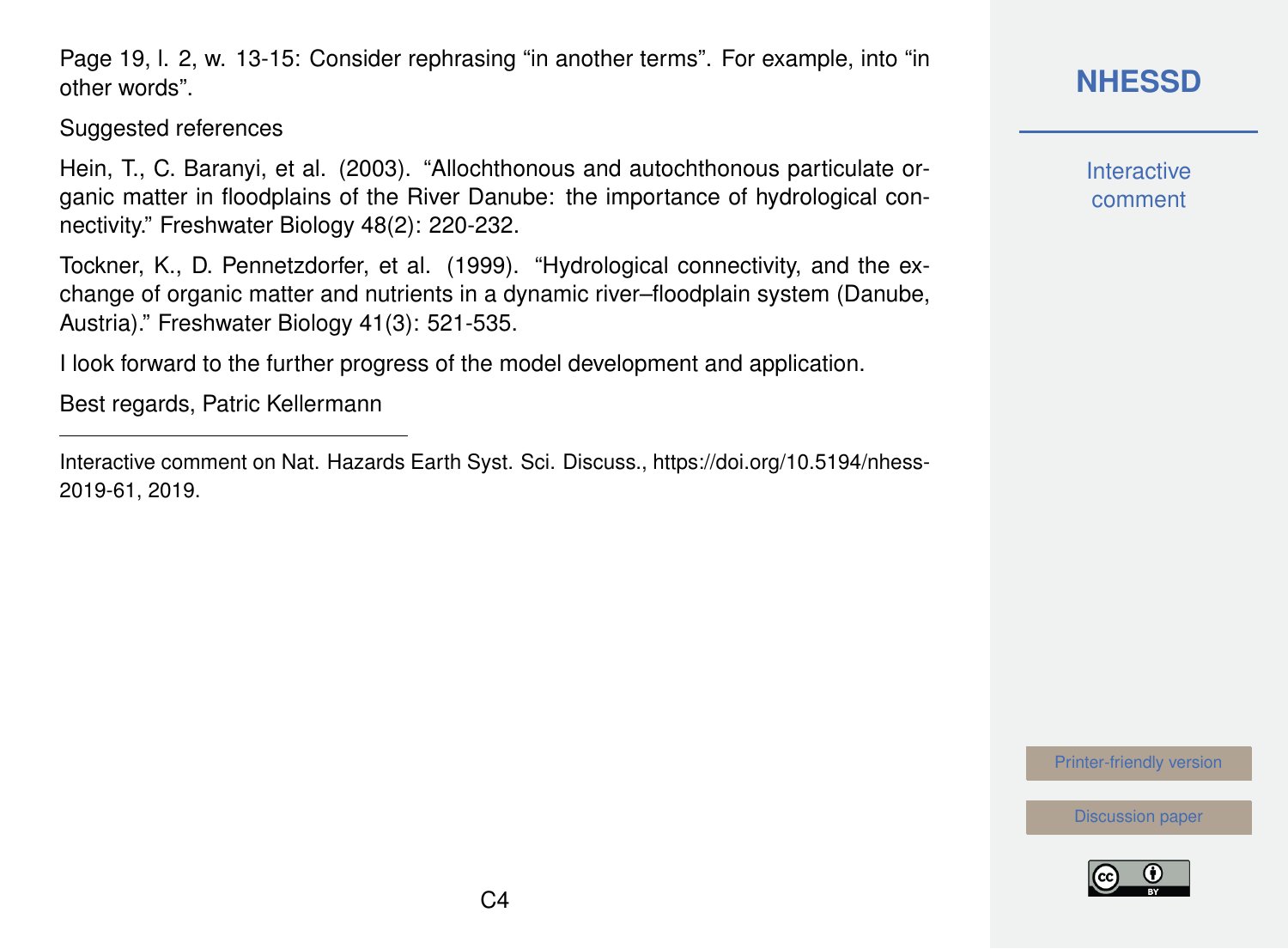Page 19, l. 2, w. 13-15: Consider rephrasing "in another terms". For example, into "in other words".

Suggested references

Hein, T., C. Baranyi, et al. (2003). "Allochthonous and autochthonous particulate organic matter in floodplains of the River Danube: the importance of hydrological connectivity." Freshwater Biology 48(2): 220-232.

Tockner, K., D. Pennetzdorfer, et al. (1999). "Hydrological connectivity, and the exchange of organic matter and nutrients in a dynamic river–floodplain system (Danube, Austria)." Freshwater Biology 41(3): 521-535.

I look forward to the further progress of the model development and application.

Best regards, Patric Kellermann

---

Interactive comment on Nat. Hazards Earth Syst. Sci. Discuss., https://doi.org/10.5194/nhess-2019-61, 2019.